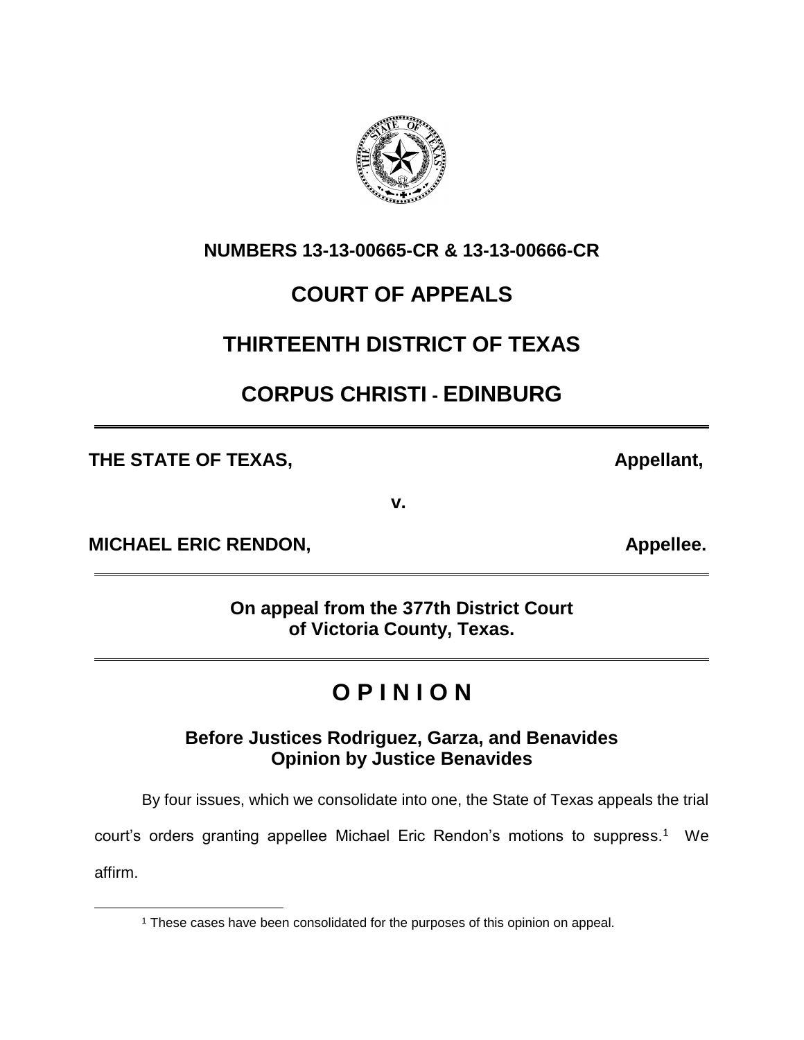**NUMBERS 13-13-00665-CR & 13-13-00666-CR**

# COURT OF APPEALS

# THIRTEENTH DISTRICT OF TEXAS

# CORPUS CHRISTI - EDINBURG

---

**THE STATE OF TEXAS,** **Appellant,**

**v.**

**MICHAEL ERIC RENDON,** **Appellee.**

---

**On appeal from the 377th District Court of Victoria County, Texas.**

---

# O P I N I O N

### Before Justices Rodriguez, Garza, and Benavides Opinion by Justice Benavides

By four issues, which we consolidate into one, the State of Texas appeals the trial court's orders granting appellee Michael Eric Rendon's motions to suppress.[1] We affirm.

[1] These cases have been consolidated for the purposes of this opinion on appeal.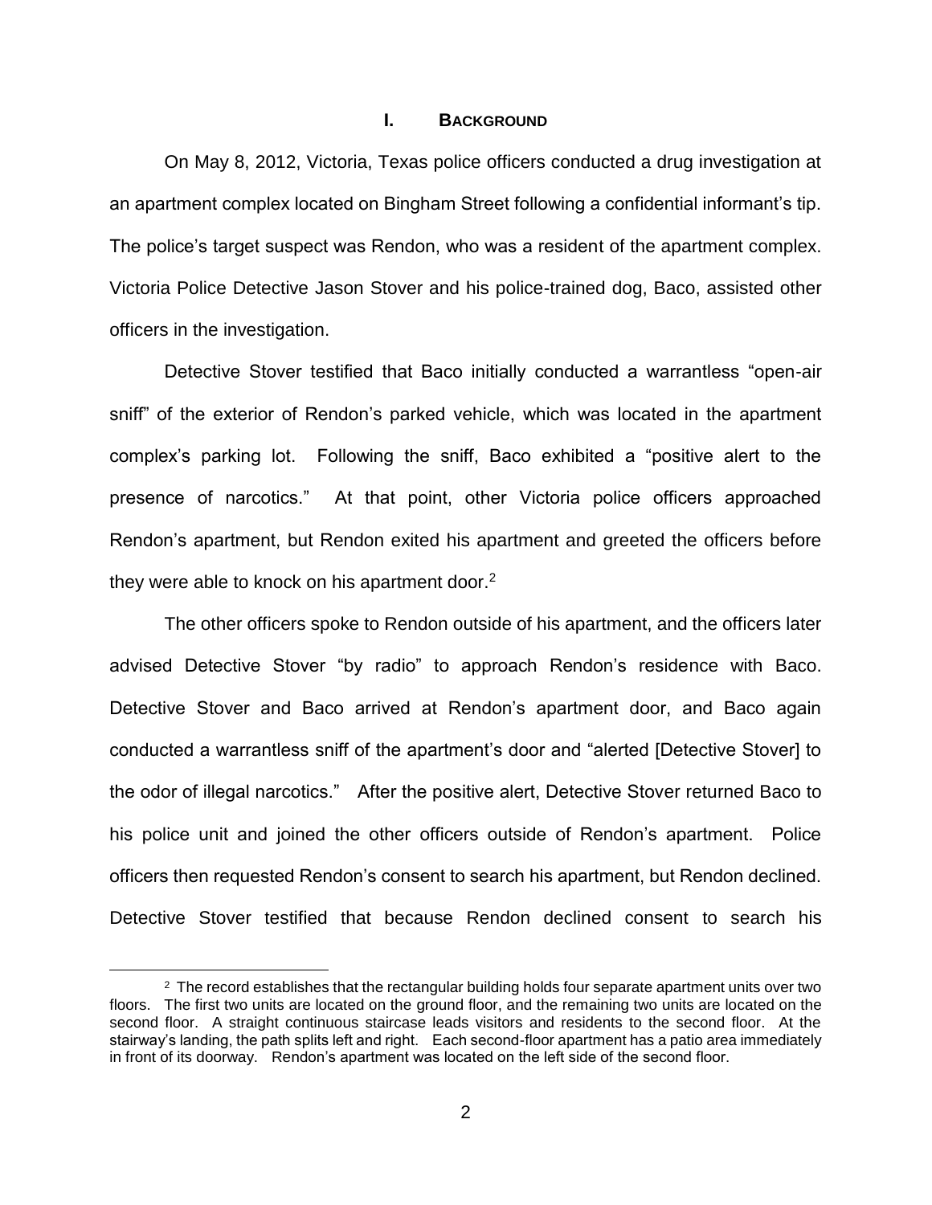## I. BACKGROUND

On May 8, 2012, Victoria, Texas police officers conducted a drug investigation at an apartment complex located on Bingham Street following a confidential informant's tip. The police's target suspect was Rendon, who was a resident of the apartment complex. Victoria Police Detective Jason Stover and his police-trained dog, Baco, assisted other officers in the investigation.

Detective Stover testified that Baco initially conducted a warrantless "open-air sniff" of the exterior of Rendon's parked vehicle, which was located in the apartment complex's parking lot. Following the sniff, Baco exhibited a "positive alert to the presence of narcotics." At that point, other Victoria police officers approached Rendon's apartment, but Rendon exited his apartment and greeted the officers before they were able to knock on his apartment door.[2]

The other officers spoke to Rendon outside of his apartment, and the officers later advised Detective Stover "by radio" to approach Rendon's residence with Baco. Detective Stover and Baco arrived at Rendon's apartment door, and Baco again conducted a warrantless sniff of the apartment's door and "alerted [Detective Stover] to the odor of illegal narcotics." After the positive alert, Detective Stover returned Baco to his police unit and joined the other officers outside of Rendon's apartment. Police officers then requested Rendon's consent to search his apartment, but Rendon declined. Detective Stover testified that because Rendon declined consent to search his

[2] The record establishes that the rectangular building holds four separate apartment units over two floors. The first two units are located on the ground floor, and the remaining two units are located on the second floor. A straight continuous staircase leads visitors and residents to the second floor. At the stairway's landing, the path splits left and right. Each second-floor apartment has a patio area immediately in front of its doorway. Rendon's apartment was located on the left side of the second floor.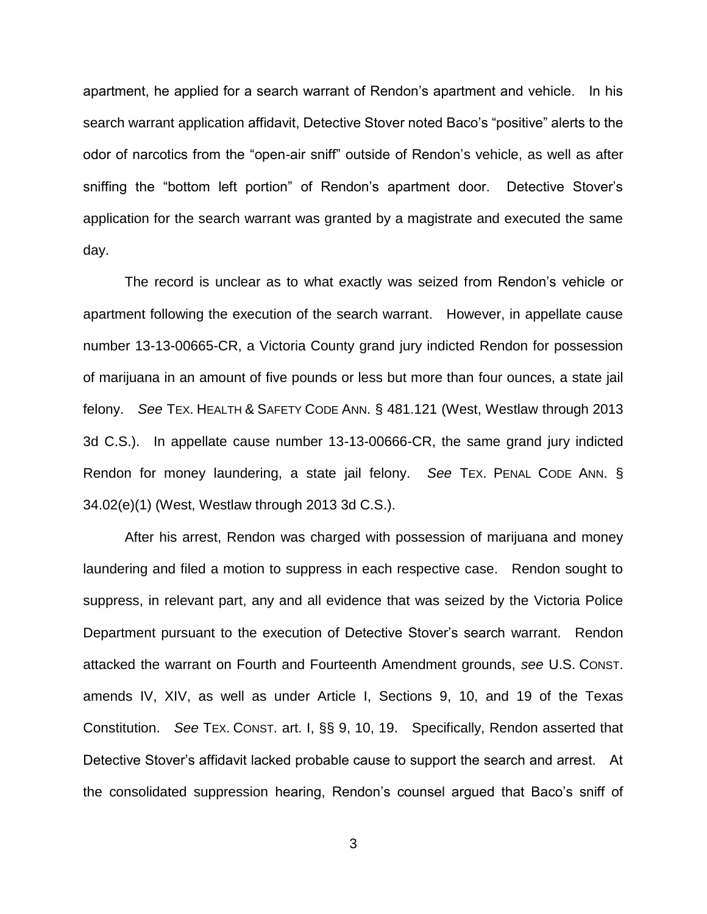apartment, he applied for a search warrant of Rendon's apartment and vehicle. In his search warrant application affidavit, Detective Stover noted Baco's "positive" alerts to the odor of narcotics from the "open-air sniff" outside of Rendon's vehicle, as well as after sniffing the "bottom left portion" of Rendon's apartment door. Detective Stover's application for the search warrant was granted by a magistrate and executed the same day.

The record is unclear as to what exactly was seized from Rendon's vehicle or apartment following the execution of the search warrant. However, in appellate cause number 13-13-00665-CR, a Victoria County grand jury indicted Rendon for possession of marijuana in an amount of five pounds or less but more than four ounces, a state jail felony. *See* TEX. HEALTH & SAFETY CODE ANN. § 481.121 (West, Westlaw through 2013 3d C.S.). In appellate cause number 13-13-00666-CR, the same grand jury indicted Rendon for money laundering, a state jail felony. *See* TEX. PENAL CODE ANN. § 34.02(e)(1) (West, Westlaw through 2013 3d C.S.).

After his arrest, Rendon was charged with possession of marijuana and money laundering and filed a motion to suppress in each respective case. Rendon sought to suppress, in relevant part, any and all evidence that was seized by the Victoria Police Department pursuant to the execution of Detective Stover's search warrant. Rendon attacked the warrant on Fourth and Fourteenth Amendment grounds, *see* U.S. CONST. amends IV, XIV, as well as under Article I, Sections 9, 10, and 19 of the Texas Constitution. *See* TEX. CONST. art. I, §§ 9, 10, 19. Specifically, Rendon asserted that Detective Stover's affidavit lacked probable cause to support the search and arrest. At the consolidated suppression hearing, Rendon's counsel argued that Baco's sniff of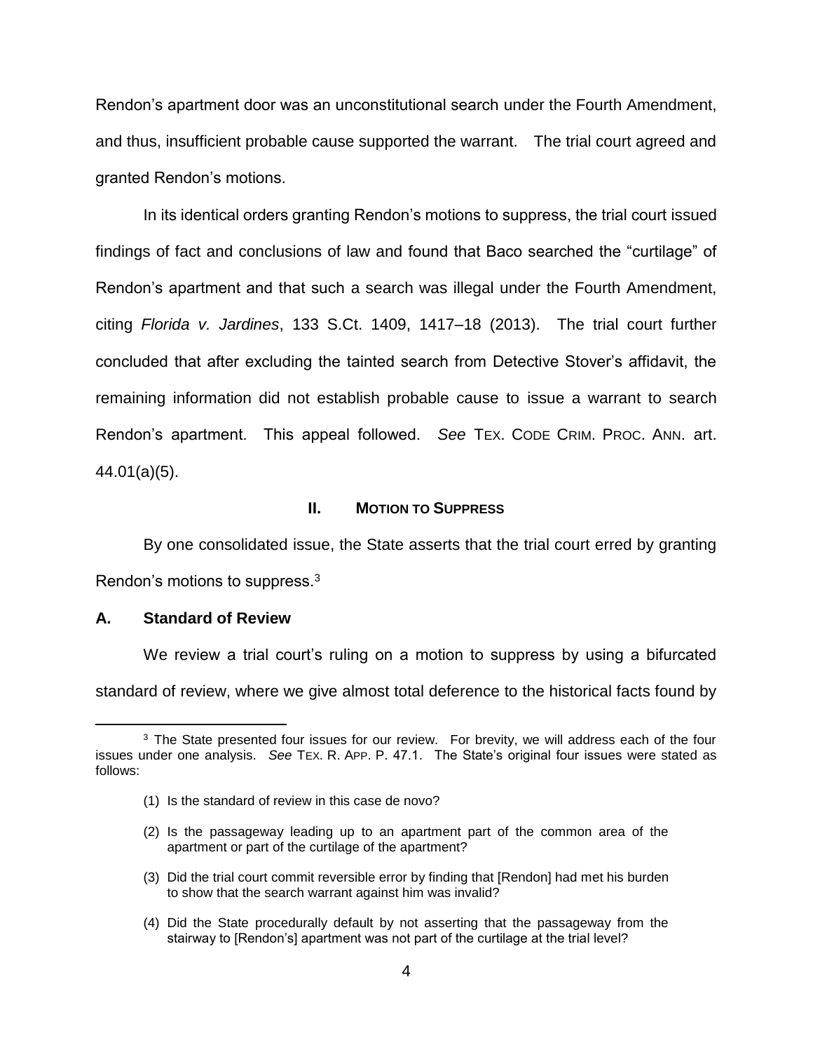Rendon's apartment door was an unconstitutional search under the Fourth Amendment, and thus, insufficient probable cause supported the warrant. The trial court agreed and granted Rendon's motions.

In its identical orders granting Rendon's motions to suppress, the trial court issued findings of fact and conclusions of law and found that Baco searched the "curtilage" of Rendon's apartment and that such a search was illegal under the Fourth Amendment, citing *Florida v. Jardines*, 133 S.Ct. 1409, 1417–18 (2013). The trial court further concluded that after excluding the tainted search from Detective Stover's affidavit, the remaining information did not establish probable cause to issue a warrant to search Rendon's apartment. This appeal followed. *See* TEX. CODE CRIM. PROC. ANN. art. 44.01(a)(5).

## II. MOTION TO SUPPRESS

By one consolidated issue, the State asserts that the trial court erred by granting Rendon's motions to suppress.[3]

### A. Standard of Review

We review a trial court's ruling on a motion to suppress by using a bifurcated standard of review, where we give almost total deference to the historical facts found by

---

[3] The State presented four issues for our review. For brevity, we will address each of the four issues under one analysis. *See* TEX. R. APP. P. 47.1. The State's original four issues were stated as follows:

> (1) Is the standard of review in this case de novo?
>
> (2) Is the passageway leading up to an apartment part of the common area of the apartment or part of the curtilage of the apartment?
>
> (3) Did the trial court commit reversible error by finding that [Rendon] had met his burden to show that the search warrant against him was invalid?
>
> (4) Did the State procedurally default by not asserting that the passageway from the stairway to [Rendon's] apartment was not part of the curtilage at the trial level?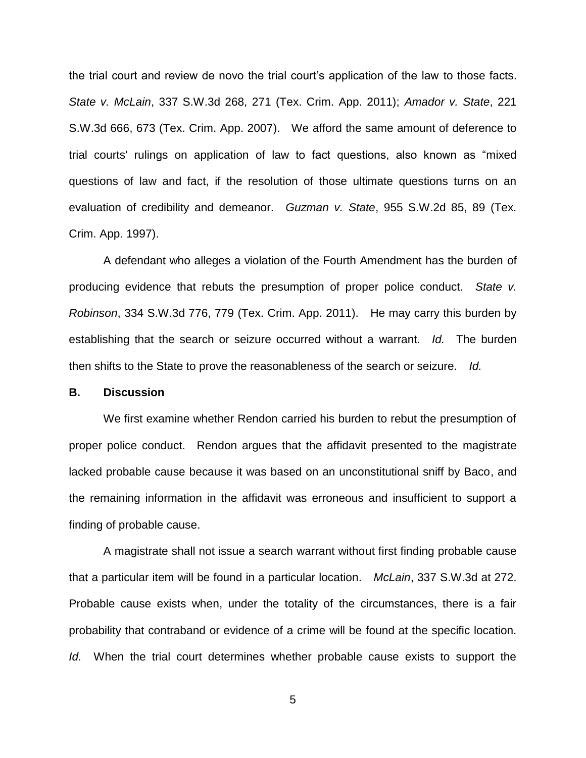the trial court and review de novo the trial court's application of the law to those facts. *State v. McLain*, 337 S.W.3d 268, 271 (Tex. Crim. App. 2011); *Amador v. State*, 221 S.W.3d 666, 673 (Tex. Crim. App. 2007). We afford the same amount of deference to trial courts' rulings on application of law to fact questions, also known as "mixed questions of law and fact, if the resolution of those ultimate questions turns on an evaluation of credibility and demeanor. *Guzman v. State*, 955 S.W.2d 85, 89 (Tex. Crim. App. 1997).

A defendant who alleges a violation of the Fourth Amendment has the burden of producing evidence that rebuts the presumption of proper police conduct. *State v. Robinson*, 334 S.W.3d 776, 779 (Tex. Crim. App. 2011). He may carry this burden by establishing that the search or seizure occurred without a warrant. *Id.* The burden then shifts to the State to prove the reasonableness of the search or seizure. *Id.*

**B. Discussion**

We first examine whether Rendon carried his burden to rebut the presumption of proper police conduct. Rendon argues that the affidavit presented to the magistrate lacked probable cause because it was based on an unconstitutional sniff by Baco, and the remaining information in the affidavit was erroneous and insufficient to support a finding of probable cause.

A magistrate shall not issue a search warrant without first finding probable cause that a particular item will be found in a particular location. *McLain*, 337 S.W.3d at 272. Probable cause exists when, under the totality of the circumstances, there is a fair probability that contraband or evidence of a crime will be found at the specific location. *Id.* When the trial court determines whether probable cause exists to support the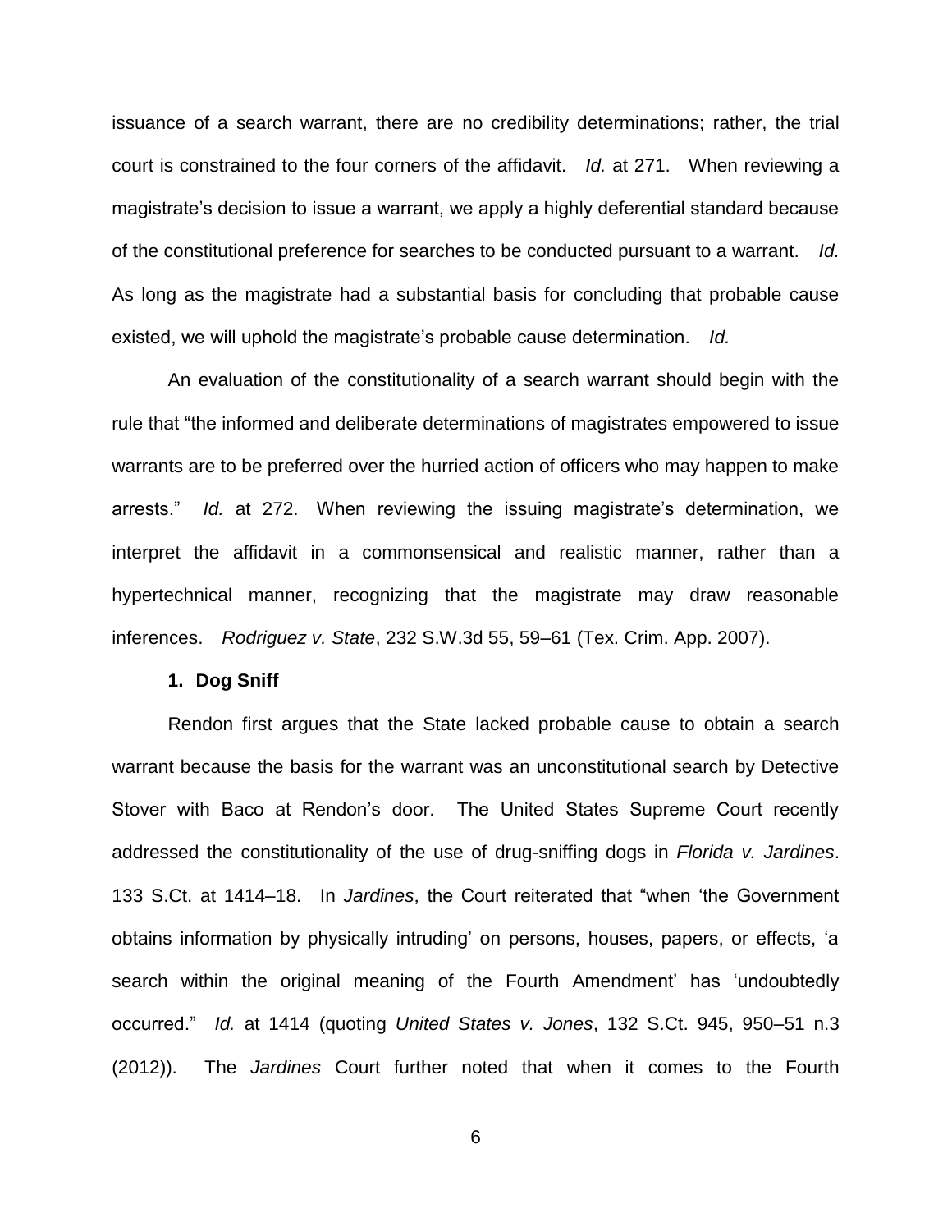issuance of a search warrant, there are no credibility determinations; rather, the trial court is constrained to the four corners of the affidavit. *Id.* at 271. When reviewing a magistrate's decision to issue a warrant, we apply a highly deferential standard because of the constitutional preference for searches to be conducted pursuant to a warrant. *Id.* As long as the magistrate had a substantial basis for concluding that probable cause existed, we will uphold the magistrate's probable cause determination. *Id.*

An evaluation of the constitutionality of a search warrant should begin with the rule that "the informed and deliberate determinations of magistrates empowered to issue warrants are to be preferred over the hurried action of officers who may happen to make arrests." *Id.* at 272. When reviewing the issuing magistrate's determination, we interpret the affidavit in a commonsensical and realistic manner, rather than a hypertechnical manner, recognizing that the magistrate may draw reasonable inferences. *Rodriguez v. State*, 232 S.W.3d 55, 59–61 (Tex. Crim. App. 2007).

**1. Dog Sniff**

Rendon first argues that the State lacked probable cause to obtain a search warrant because the basis for the warrant was an unconstitutional search by Detective Stover with Baco at Rendon's door. The United States Supreme Court recently addressed the constitutionality of the use of drug-sniffing dogs in *Florida v. Jardines*. 133 S.Ct. at 1414–18. In *Jardines*, the Court reiterated that "when 'the Government obtains information by physically intruding' on persons, houses, papers, or effects, 'a search within the original meaning of the Fourth Amendment' has 'undoubtedly occurred." *Id.* at 1414 (quoting *United States v. Jones*, 132 S.Ct. 945, 950–51 n.3 (2012)). The *Jardines* Court further noted that when it comes to the Fourth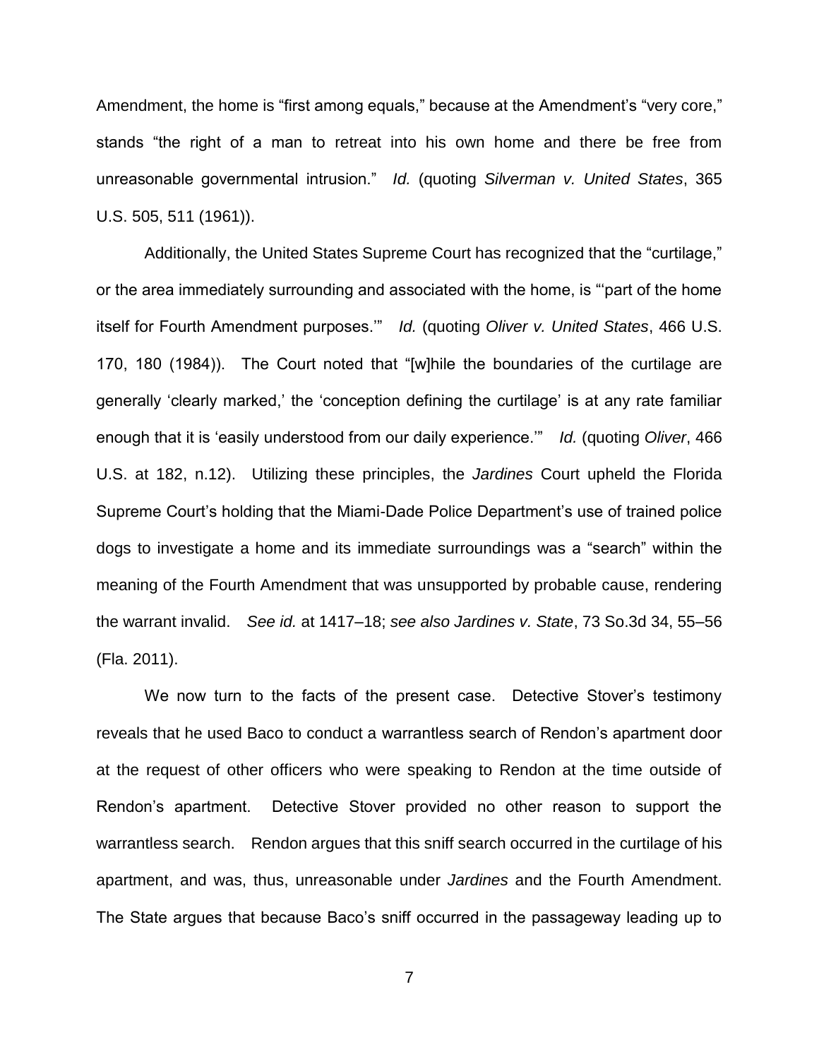Amendment, the home is "first among equals," because at the Amendment's "very core," stands "the right of a man to retreat into his own home and there be free from unreasonable governmental intrusion." *Id.* (quoting *Silverman v. United States*, 365 U.S. 505, 511 (1961)).

Additionally, the United States Supreme Court has recognized that the "curtilage," or the area immediately surrounding and associated with the home, is "'part of the home itself for Fourth Amendment purposes.'" *Id.* (quoting *Oliver v. United States*, 466 U.S. 170, 180 (1984)). The Court noted that "[w]hile the boundaries of the curtilage are generally 'clearly marked,' the 'conception defining the curtilage' is at any rate familiar enough that it is 'easily understood from our daily experience.'" *Id.* (quoting *Oliver*, 466 U.S. at 182, n.12). Utilizing these principles, the *Jardines* Court upheld the Florida Supreme Court's holding that the Miami-Dade Police Department's use of trained police dogs to investigate a home and its immediate surroundings was a "search" within the meaning of the Fourth Amendment that was unsupported by probable cause, rendering the warrant invalid. *See id.* at 1417–18; *see also Jardines v. State*, 73 So.3d 34, 55–56 (Fla. 2011).

We now turn to the facts of the present case. Detective Stover's testimony reveals that he used Baco to conduct a warrantless search of Rendon's apartment door at the request of other officers who were speaking to Rendon at the time outside of Rendon's apartment. Detective Stover provided no other reason to support the warrantless search. Rendon argues that this sniff search occurred in the curtilage of his apartment, and was, thus, unreasonable under *Jardines* and the Fourth Amendment. The State argues that because Baco's sniff occurred in the passageway leading up to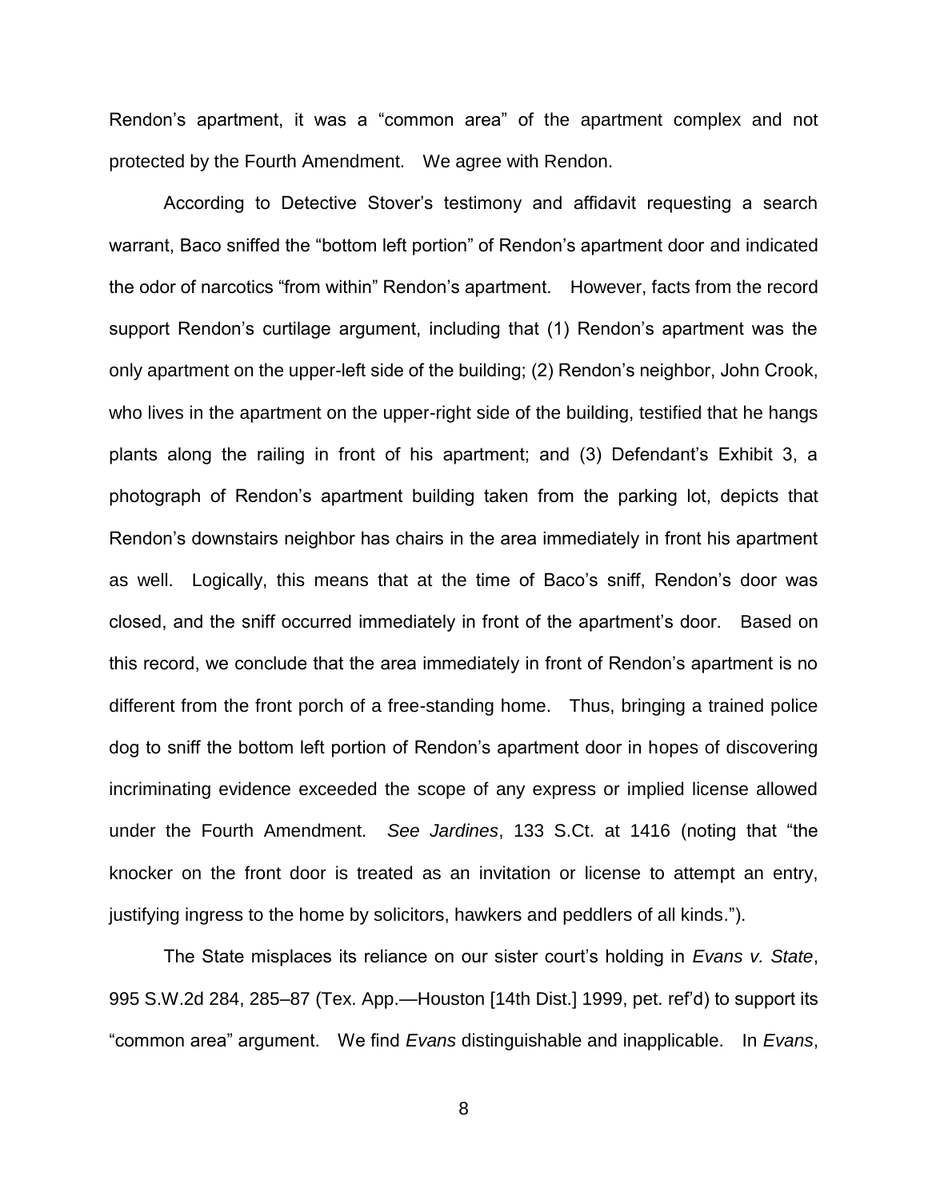Rendon's apartment, it was a "common area" of the apartment complex and not protected by the Fourth Amendment. We agree with Rendon.

According to Detective Stover's testimony and affidavit requesting a search warrant, Baco sniffed the "bottom left portion" of Rendon's apartment door and indicated the odor of narcotics "from within" Rendon's apartment. However, facts from the record support Rendon's curtilage argument, including that (1) Rendon's apartment was the only apartment on the upper-left side of the building; (2) Rendon's neighbor, John Crook, who lives in the apartment on the upper-right side of the building, testified that he hangs plants along the railing in front of his apartment; and (3) Defendant's Exhibit 3, a photograph of Rendon's apartment building taken from the parking lot, depicts that Rendon's downstairs neighbor has chairs in the area immediately in front his apartment as well. Logically, this means that at the time of Baco's sniff, Rendon's door was closed, and the sniff occurred immediately in front of the apartment's door. Based on this record, we conclude that the area immediately in front of Rendon's apartment is no different from the front porch of a free-standing home. Thus, bringing a trained police dog to sniff the bottom left portion of Rendon's apartment door in hopes of discovering incriminating evidence exceeded the scope of any express or implied license allowed under the Fourth Amendment. *See Jardines*, 133 S.Ct. at 1416 (noting that "the knocker on the front door is treated as an invitation or license to attempt an entry, justifying ingress to the home by solicitors, hawkers and peddlers of all kinds.").

The State misplaces its reliance on our sister court's holding in *Evans v. State*, 995 S.W.2d 284, 285–87 (Tex. App.—Houston [14th Dist.] 1999, pet. ref'd) to support its "common area" argument. We find *Evans* distinguishable and inapplicable. In *Evans*,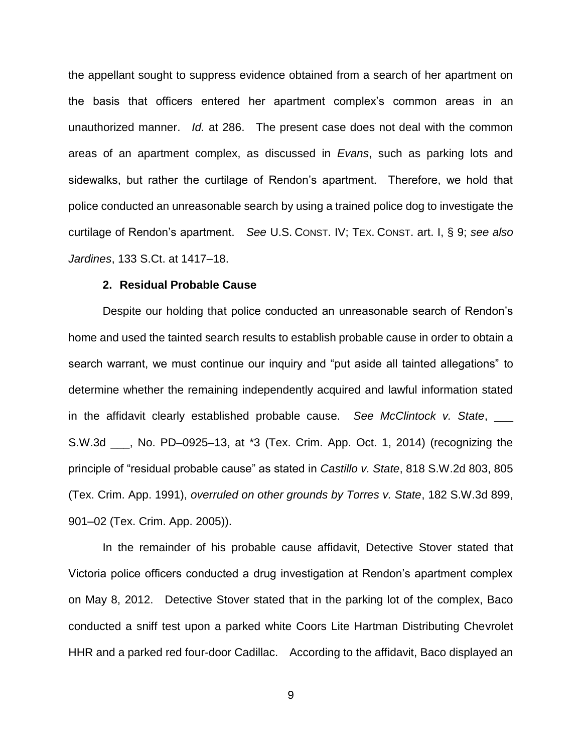the appellant sought to suppress evidence obtained from a search of her apartment on the basis that officers entered her apartment complex's common areas in an unauthorized manner. *Id.* at 286. The present case does not deal with the common areas of an apartment complex, as discussed in *Evans*, such as parking lots and sidewalks, but rather the curtilage of Rendon's apartment. Therefore, we hold that police conducted an unreasonable search by using a trained police dog to investigate the curtilage of Rendon's apartment. *See* U.S. CONST. IV; TEX. CONST. art. I, § 9; *see also Jardines*, 133 S.Ct. at 1417–18.

### 2. Residual Probable Cause

Despite our holding that police conducted an unreasonable search of Rendon's home and used the tainted search results to establish probable cause in order to obtain a search warrant, we must continue our inquiry and "put aside all tainted allegations" to determine whether the remaining independently acquired and lawful information stated in the affidavit clearly established probable cause. *See McClintock v. State*, ___ S.W.3d ___, No. PD–0925–13, at *3 (Tex. Crim. App. Oct. 1, 2014) (recognizing the principle of "residual probable cause" as stated in *Castillo v. State*, 818 S.W.2d 803, 805 (Tex. Crim. App. 1991), *overruled on other grounds by Torres v. State*, 182 S.W.3d 899, 901–02 (Tex. Crim. App. 2005)).

In the remainder of his probable cause affidavit, Detective Stover stated that Victoria police officers conducted a drug investigation at Rendon's apartment complex on May 8, 2012. Detective Stover stated that in the parking lot of the complex, Baco conducted a sniff test upon a parked white Coors Lite Hartman Distributing Chevrolet HHR and a parked red four-door Cadillac. According to the affidavit, Baco displayed an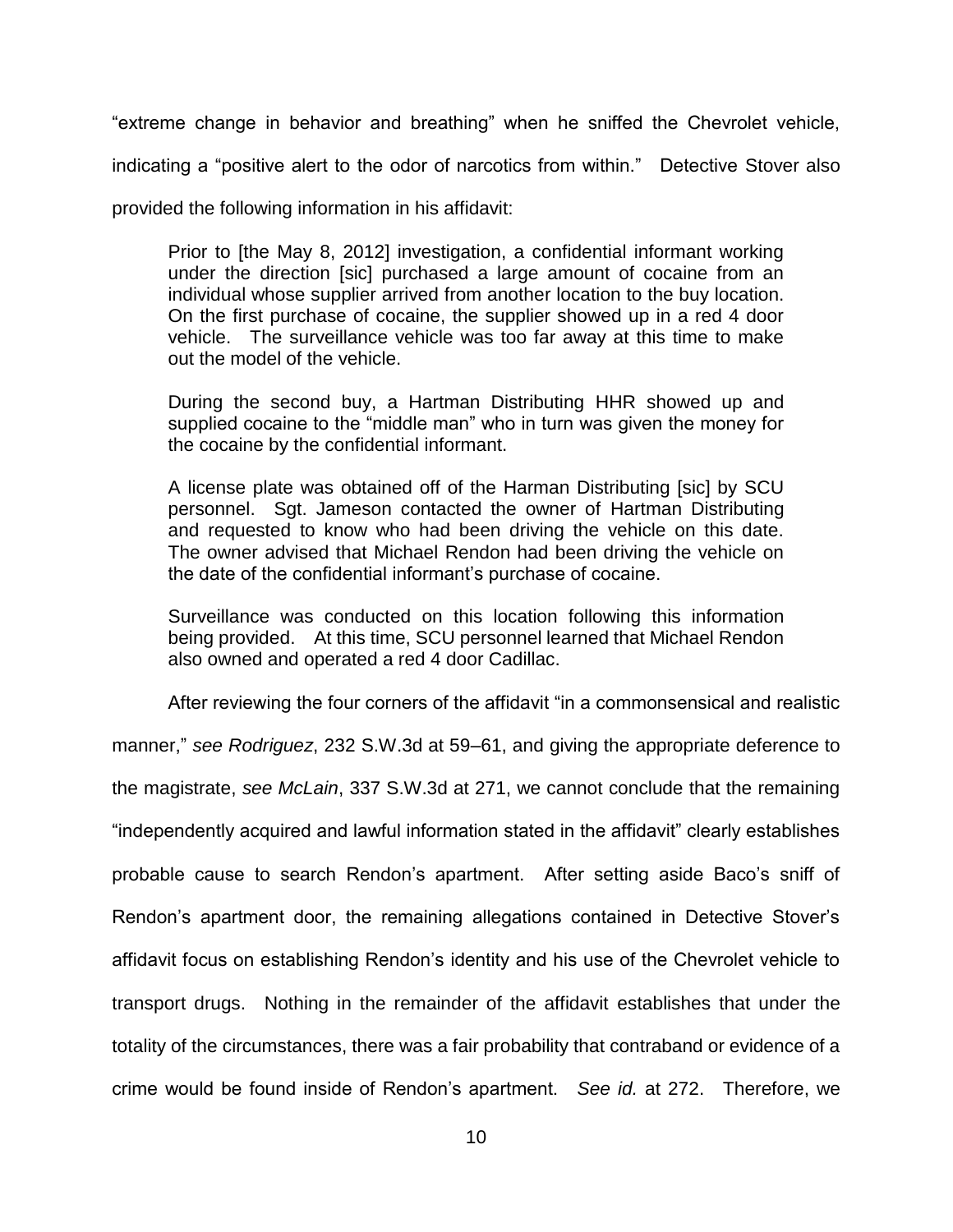"extreme change in behavior and breathing" when he sniffed the Chevrolet vehicle, indicating a "positive alert to the odor of narcotics from within." Detective Stover also provided the following information in his affidavit:

> Prior to [the May 8, 2012] investigation, a confidential informant working under the direction [sic] purchased a large amount of cocaine from an individual whose supplier arrived from another location to the buy location. On the first purchase of cocaine, the supplier showed up in a red 4 door vehicle. The surveillance vehicle was too far away at this time to make out the model of the vehicle.
>
> During the second buy, a Hartman Distributing HHR showed up and supplied cocaine to the "middle man" who in turn was given the money for the cocaine by the confidential informant.
>
> A license plate was obtained off of the Harman Distributing [sic] by SCU personnel. Sgt. Jameson contacted the owner of Hartman Distributing and requested to know who had been driving the vehicle on this date. The owner advised that Michael Rendon had been driving the vehicle on the date of the confidential informant's purchase of cocaine.
>
> Surveillance was conducted on this location following this information being provided. At this time, SCU personnel learned that Michael Rendon also owned and operated a red 4 door Cadillac.

After reviewing the four corners of the affidavit "in a commonsensical and realistic manner," *see Rodriguez*, 232 S.W.3d at 59–61, and giving the appropriate deference to the magistrate, *see McLain*, 337 S.W.3d at 271, we cannot conclude that the remaining "independently acquired and lawful information stated in the affidavit" clearly establishes probable cause to search Rendon's apartment. After setting aside Baco's sniff of Rendon's apartment door, the remaining allegations contained in Detective Stover's affidavit focus on establishing Rendon's identity and his use of the Chevrolet vehicle to transport drugs. Nothing in the remainder of the affidavit establishes that under the totality of the circumstances, there was a fair probability that contraband or evidence of a crime would be found inside of Rendon's apartment. *See id.* at 272. Therefore, we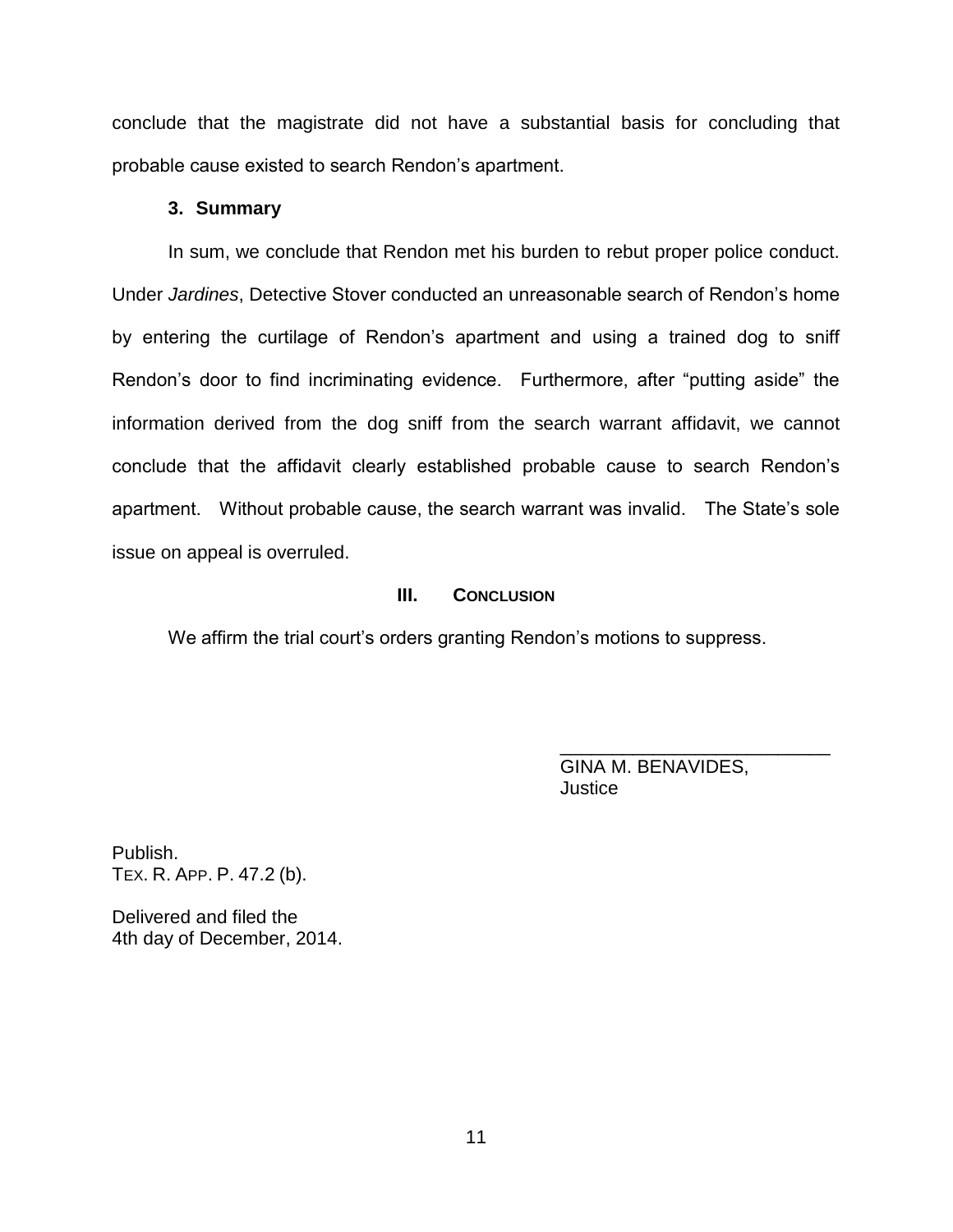conclude that the magistrate did not have a substantial basis for concluding that probable cause existed to search Rendon's apartment.

### 3. Summary

In sum, we conclude that Rendon met his burden to rebut proper police conduct. Under *Jardines*, Detective Stover conducted an unreasonable search of Rendon's home by entering the curtilage of Rendon's apartment and using a trained dog to sniff Rendon's door to find incriminating evidence. Furthermore, after "putting aside" the information derived from the dog sniff from the search warrant affidavit, we cannot conclude that the affidavit clearly established probable cause to search Rendon's apartment. Without probable cause, the search warrant was invalid. The State's sole issue on appeal is overruled.

## III. Conclusion

We affirm the trial court's orders granting Rendon's motions to suppress.

\_\_\_\_\_\_\_\_\_\_\_\_\_\_\_\_\_\_\_\_\_\_\_\_\_\_
GINA M. BENAVIDES,
Justice

Publish.
TEX. R. APP. P. 47.2 (b).

Delivered and filed the
4th day of December, 2014.